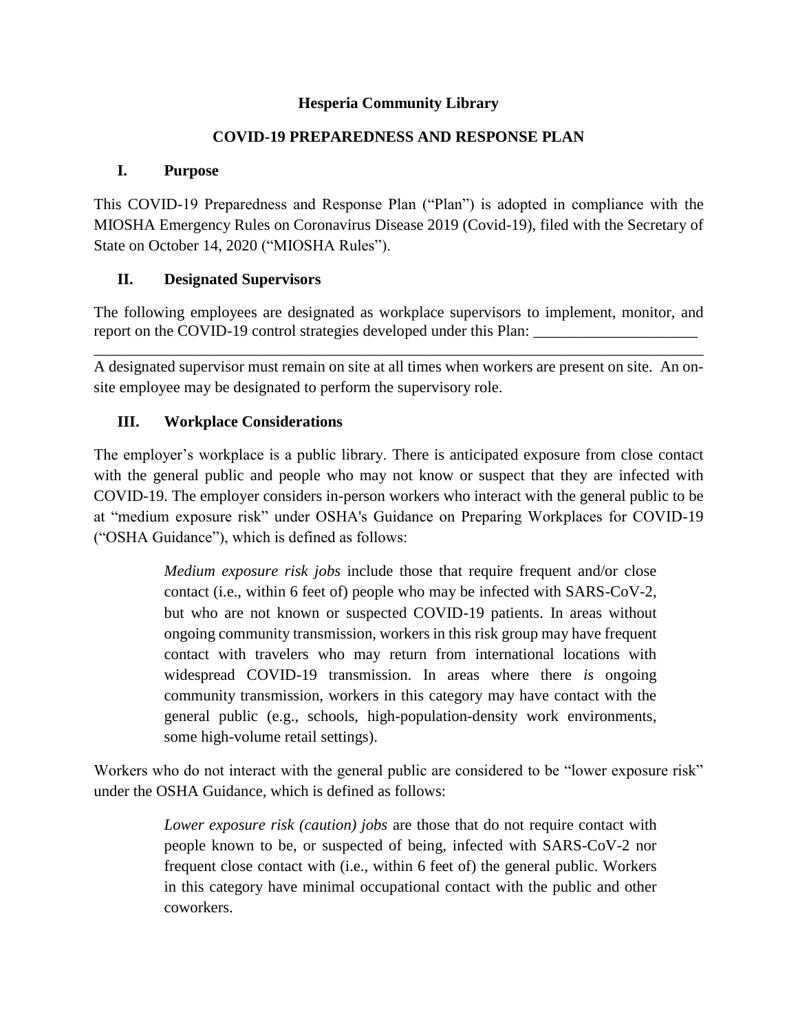# Hesperia Community Library

## COVID-19 PREPAREDNESS AND RESPONSE PLAN

### I. Purpose

This COVID-19 Preparedness and Response Plan ("Plan") is adopted in compliance with the MIOSHA Emergency Rules on Coronavirus Disease 2019 (Covid-19), filed with the Secretary of State on October 14, 2020 ("MIOSHA Rules").

### II. Designated Supervisors

The following employees are designated as workplace supervisors to implement, monitor, and report on the COVID-19 control strategies developed under this Plan: _____________________

_________________________________________________________________________________

A designated supervisor must remain on site at all times when workers are present on site. An on-site employee may be designated to perform the supervisory role.

### III. Workplace Considerations

The employer's workplace is a public library. There is anticipated exposure from close contact with the general public and people who may not know or suspect that they are infected with COVID-19. The employer considers in-person workers who interact with the general public to be at "medium exposure risk" under OSHA's Guidance on Preparing Workplaces for COVID-19 ("OSHA Guidance"), which is defined as follows:

> *Medium exposure risk jobs* include those that require frequent and/or close contact (i.e., within 6 feet of) people who may be infected with SARS-CoV-2, but who are not known or suspected COVID-19 patients. In areas without ongoing community transmission, workers in this risk group may have frequent contact with travelers who may return from international locations with widespread COVID-19 transmission. In areas where there *is* ongoing community transmission, workers in this category may have contact with the general public (e.g., schools, high-population-density work environments, some high-volume retail settings).

Workers who do not interact with the general public are considered to be "lower exposure risk" under the OSHA Guidance, which is defined as follows:

> *Lower exposure risk (caution) jobs* are those that do not require contact with people known to be, or suspected of being, infected with SARS-CoV-2 nor frequent close contact with (i.e., within 6 feet of) the general public. Workers in this category have minimal occupational contact with the public and other coworkers.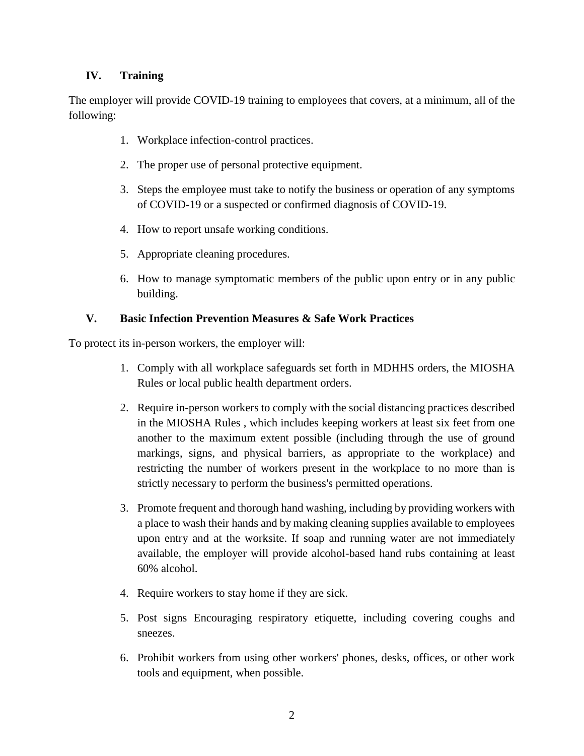## IV. Training

The employer will provide COVID-19 training to employees that covers, at a minimum, all of the following:

1. Workplace infection-control practices.
2. The proper use of personal protective equipment.
3. Steps the employee must take to notify the business or operation of any symptoms of COVID-19 or a suspected or confirmed diagnosis of COVID-19.
4. How to report unsafe working conditions.
5. Appropriate cleaning procedures.
6. How to manage symptomatic members of the public upon entry or in any public building.

## V. Basic Infection Prevention Measures & Safe Work Practices

To protect its in-person workers, the employer will:

1. Comply with all workplace safeguards set forth in MDHHS orders, the MIOSHA Rules or local public health department orders.
2. Require in-person workers to comply with the social distancing practices described in the MIOSHA Rules , which includes keeping workers at least six feet from one another to the maximum extent possible (including through the use of ground markings, signs, and physical barriers, as appropriate to the workplace) and restricting the number of workers present in the workplace to no more than is strictly necessary to perform the business's permitted operations.
3. Promote frequent and thorough hand washing, including by providing workers with a place to wash their hands and by making cleaning supplies available to employees upon entry and at the worksite. If soap and running water are not immediately available, the employer will provide alcohol-based hand rubs containing at least 60% alcohol.
4. Require workers to stay home if they are sick.
5. Post signs Encouraging respiratory etiquette, including covering coughs and sneezes.
6. Prohibit workers from using other workers' phones, desks, offices, or other work tools and equipment, when possible.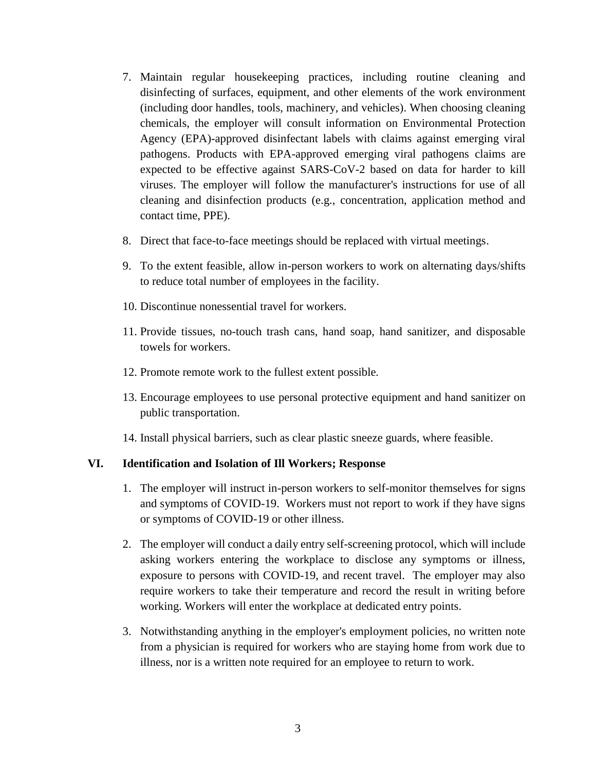7. Maintain regular housekeeping practices, including routine cleaning and disinfecting of surfaces, equipment, and other elements of the work environment (including door handles, tools, machinery, and vehicles). When choosing cleaning chemicals, the employer will consult information on Environmental Protection Agency (EPA)-approved disinfectant labels with claims against emerging viral pathogens. Products with EPA-approved emerging viral pathogens claims are expected to be effective against SARS-CoV-2 based on data for harder to kill viruses. The employer will follow the manufacturer's instructions for use of all cleaning and disinfection products (e.g., concentration, application method and contact time, PPE).

8. Direct that face-to-face meetings should be replaced with virtual meetings.

9. To the extent feasible, allow in-person workers to work on alternating days/shifts to reduce total number of employees in the facility.

10. Discontinue nonessential travel for workers.

11. Provide tissues, no-touch trash cans, hand soap, hand sanitizer, and disposable towels for workers.

12. Promote remote work to the fullest extent possible.

13. Encourage employees to use personal protective equipment and hand sanitizer on public transportation.

14. Install physical barriers, such as clear plastic sneeze guards, where feasible.

## VI. Identification and Isolation of Ill Workers; Response

1. The employer will instruct in-person workers to self-monitor themselves for signs and symptoms of COVID-19. Workers must not report to work if they have signs or symptoms of COVID-19 or other illness.

2. The employer will conduct a daily entry self-screening protocol, which will include asking workers entering the workplace to disclose any symptoms or illness, exposure to persons with COVID-19, and recent travel. The employer may also require workers to take their temperature and record the result in writing before working. Workers will enter the workplace at dedicated entry points.

3. Notwithstanding anything in the employer's employment policies, no written note from a physician is required for workers who are staying home from work due to illness, nor is a written note required for an employee to return to work.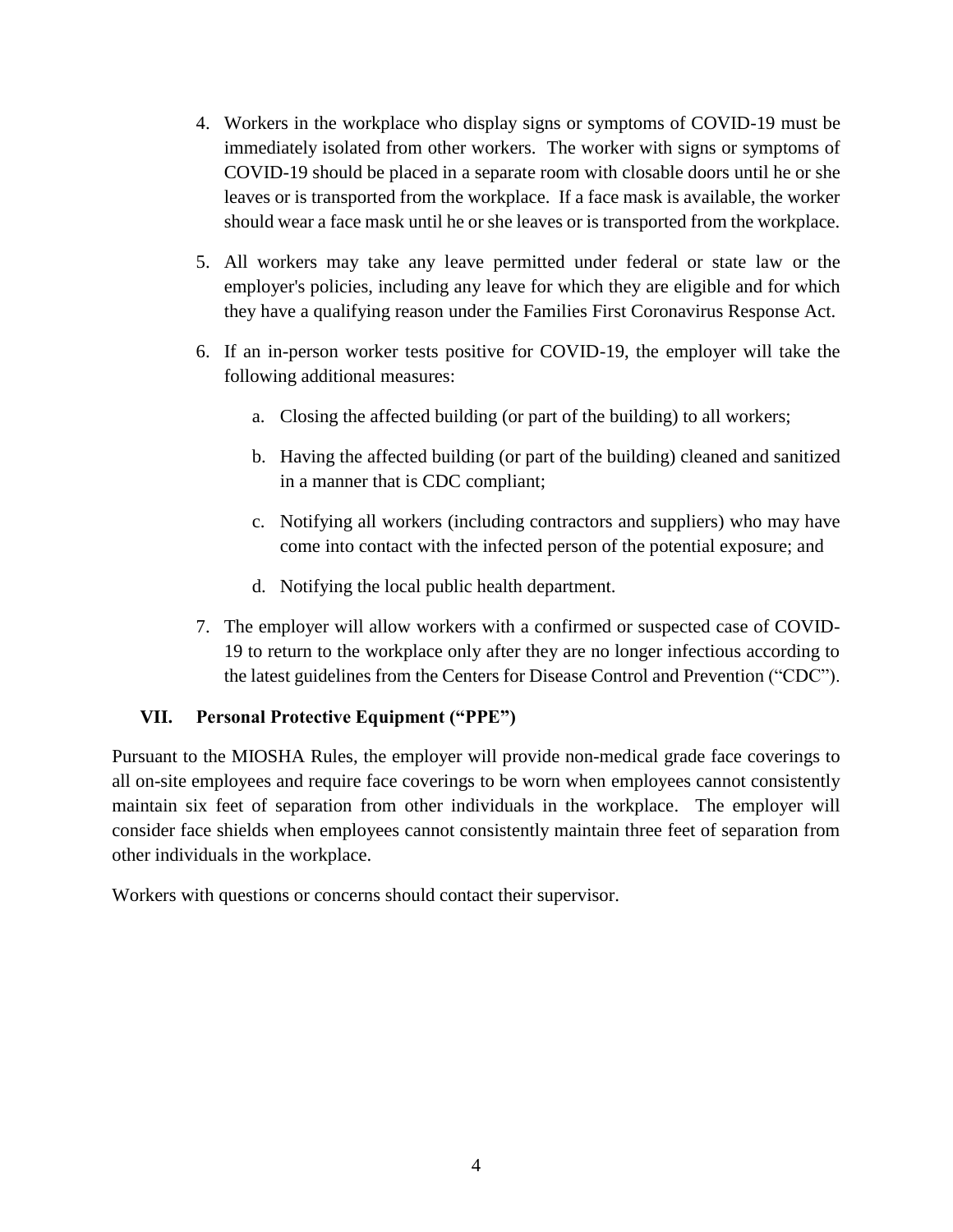4. Workers in the workplace who display signs or symptoms of COVID-19 must be immediately isolated from other workers. The worker with signs or symptoms of COVID-19 should be placed in a separate room with closable doors until he or she leaves or is transported from the workplace. If a face mask is available, the worker should wear a face mask until he or she leaves or is transported from the workplace.

5. All workers may take any leave permitted under federal or state law or the employer's policies, including any leave for which they are eligible and for which they have a qualifying reason under the Families First Coronavirus Response Act.

6. If an in-person worker tests positive for COVID-19, the employer will take the following additional measures:

   a. Closing the affected building (or part of the building) to all workers;

   b. Having the affected building (or part of the building) cleaned and sanitized in a manner that is CDC compliant;

   c. Notifying all workers (including contractors and suppliers) who may have come into contact with the infected person of the potential exposure; and

   d. Notifying the local public health department.

7. The employer will allow workers with a confirmed or suspected case of COVID-19 to return to the workplace only after they are no longer infectious according to the latest guidelines from the Centers for Disease Control and Prevention ("CDC").

## VII. Personal Protective Equipment ("PPE")

Pursuant to the MIOSHA Rules, the employer will provide non-medical grade face coverings to all on-site employees and require face coverings to be worn when employees cannot consistently maintain six feet of separation from other individuals in the workplace. The employer will consider face shields when employees cannot consistently maintain three feet of separation from other individuals in the workplace.

Workers with questions or concerns should contact their supervisor.